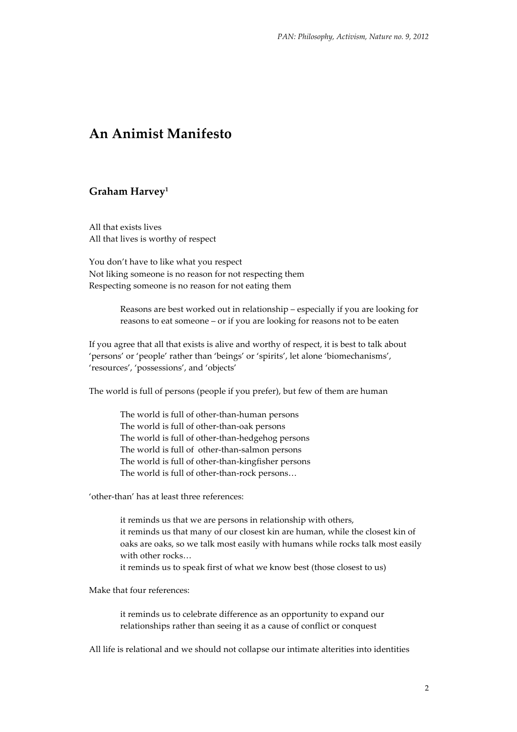# An Animist Manifesto

## Graham Harvey[1]

All that exists lives
All that lives is worthy of respect

You don't have to like what you respect
Not liking someone is no reason for not respecting them
Respecting someone is no reason for not eating them

> Reasons are best worked out in relationship – especially if you are looking for reasons to eat someone – or if you are looking for reasons not to be eaten

If you agree that all that exists is alive and worthy of respect, it is best to talk about 'persons' or 'people' rather than 'beings' or 'spirits', let alone 'biomechanisms', 'resources', 'possessions', and 'objects'

The world is full of persons (people if you prefer), but few of them are human

> The world is full of other-than-human persons
> The world is full of other-than-oak persons
> The world is full of other-than-hedgehog persons
> The world is full of other-than-salmon persons
> The world is full of other-than-kingfisher persons
> The world is full of other-than-rock persons…

'other-than' has at least three references:

> it reminds us that we are persons in relationship with others,
> it reminds us that many of our closest kin are human, while the closest kin of oaks are oaks, so we talk most easily with humans while rocks talk most easily with other rocks…
> it reminds us to speak first of what we know best (those closest to us)

Make that four references:

> it reminds us to celebrate difference as an opportunity to expand our relationships rather than seeing it as a cause of conflict or conquest

All life is relational and we should not collapse our intimate alterities into identities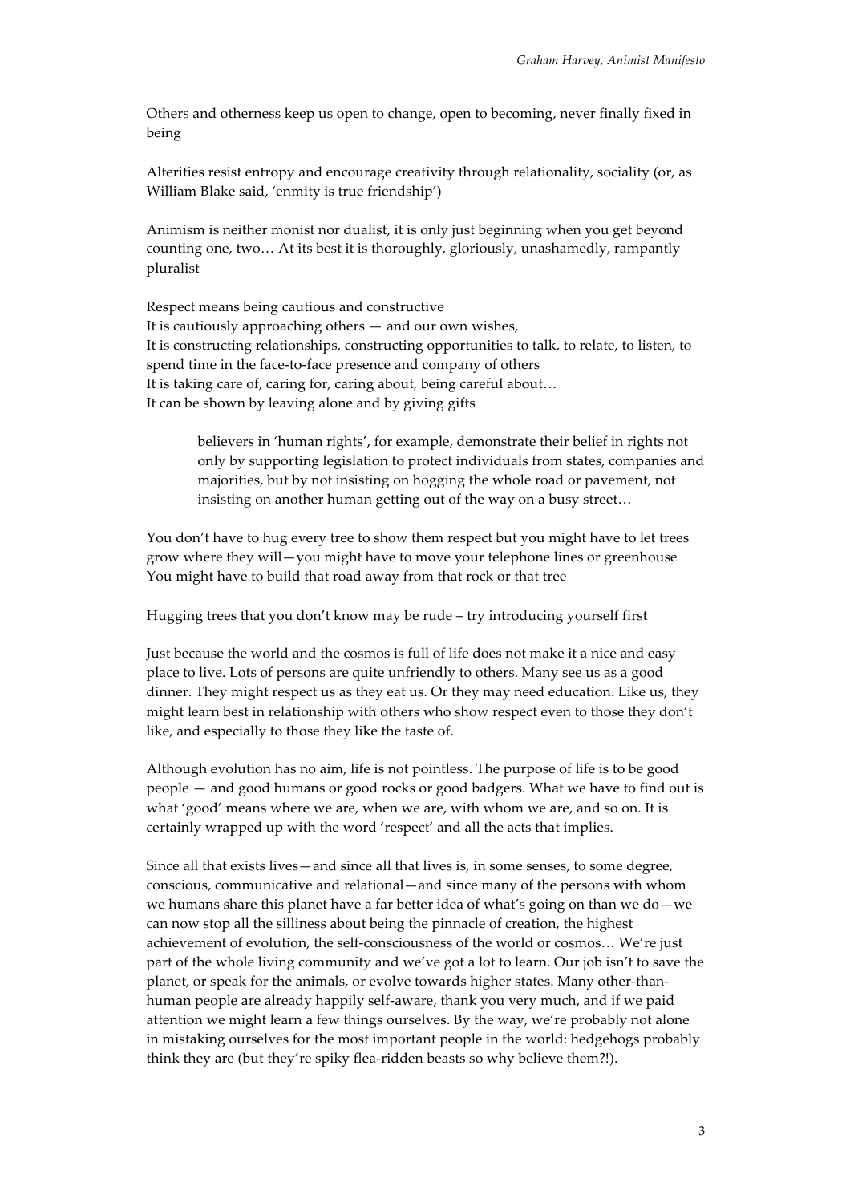Others and otherness keep us open to change, open to becoming, never finally fixed in being

Alterities resist entropy and encourage creativity through relationality, sociality (or, as William Blake said, 'enmity is true friendship')

Animism is neither monist nor dualist, it is only just beginning when you get beyond counting one, two… At its best it is thoroughly, gloriously, unashamedly, rampantly pluralist

Respect means being cautious and constructive
It is cautiously approaching others — and our own wishes,
It is constructing relationships, constructing opportunities to talk, to relate, to listen, to spend time in the face-to-face presence and company of others
It is taking care of, caring for, caring about, being careful about…
It can be shown by leaving alone and by giving gifts

> believers in 'human rights', for example, demonstrate their belief in rights not only by supporting legislation to protect individuals from states, companies and majorities, but by not insisting on hogging the whole road or pavement, not insisting on another human getting out of the way on a busy street…

You don't have to hug every tree to show them respect but you might have to let trees grow where they will—you might have to move your telephone lines or greenhouse
You might have to build that road away from that rock or that tree

Hugging trees that you don't know may be rude – try introducing yourself first

Just because the world and the cosmos is full of life does not make it a nice and easy place to live. Lots of persons are quite unfriendly to others. Many see us as a good dinner. They might respect us as they eat us. Or they may need education. Like us, they might learn best in relationship with others who show respect even to those they don't like, and especially to those they like the taste of.

Although evolution has no aim, life is not pointless. The purpose of life is to be good people — and good humans or good rocks or good badgers. What we have to find out is what 'good' means where we are, when we are, with whom we are, and so on. It is certainly wrapped up with the word 'respect' and all the acts that implies.

Since all that exists lives—and since all that lives is, in some senses, to some degree, conscious, communicative and relational—and since many of the persons with whom we humans share this planet have a far better idea of what's going on than we do—we can now stop all the silliness about being the pinnacle of creation, the highest achievement of evolution, the self-consciousness of the world or cosmos… We're just part of the whole living community and we've got a lot to learn. Our job isn't to save the planet, or speak for the animals, or evolve towards higher states. Many other-than-human people are already happily self-aware, thank you very much, and if we paid attention we might learn a few things ourselves. By the way, we're probably not alone in mistaking ourselves for the most important people in the world: hedgehogs probably think they are (but they're spiky flea-ridden beasts so why believe them?!).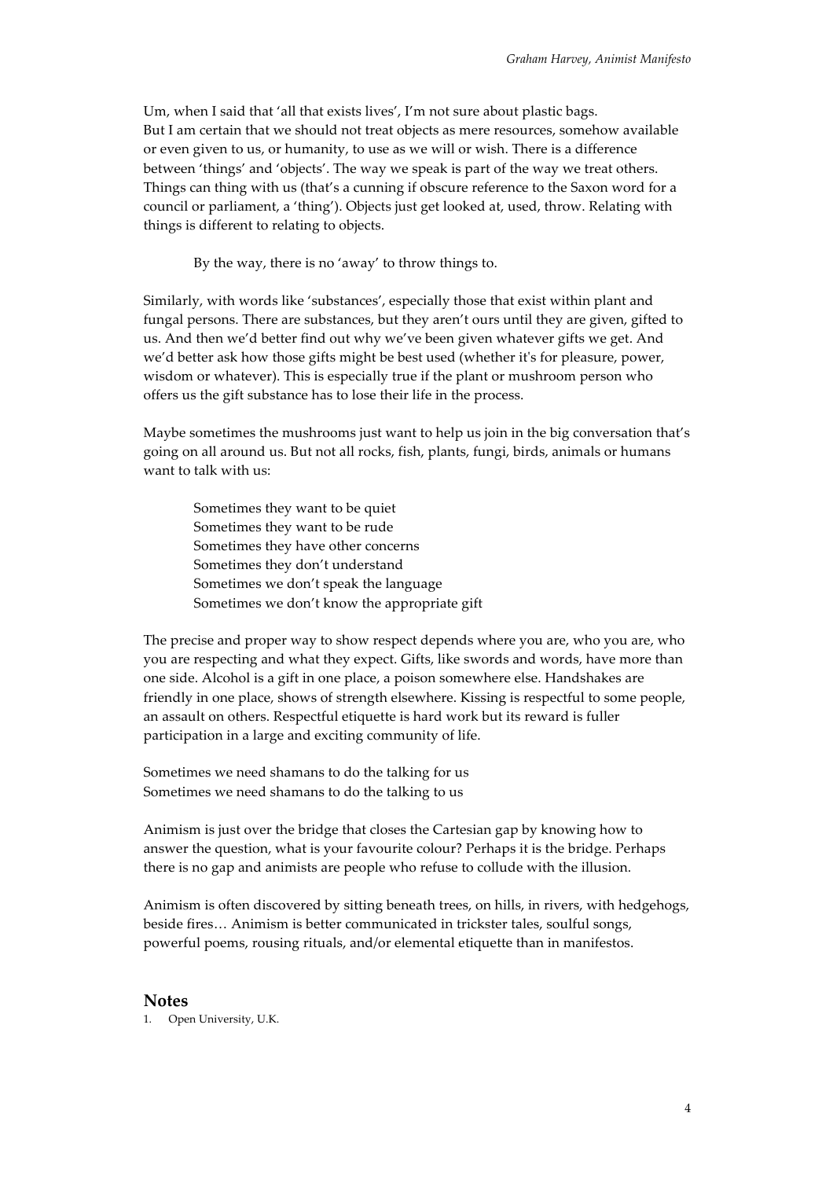Um, when I said that 'all that exists lives', I'm not sure about plastic bags. But I am certain that we should not treat objects as mere resources, somehow available or even given to us, or humanity, to use as we will or wish. There is a difference between 'things' and 'objects'. The way we speak is part of the way we treat others. Things can thing with us (that's a cunning if obscure reference to the Saxon word for a council or parliament, a 'thing'). Objects just get looked at, used, throw. Relating with things is different to relating to objects.

> By the way, there is no 'away' to throw things to.

Similarly, with words like 'substances', especially those that exist within plant and fungal persons. There are substances, but they aren't ours until they are given, gifted to us. And then we'd better find out why we've been given whatever gifts we get. And we'd better ask how those gifts might be best used (whether it's for pleasure, power, wisdom or whatever). This is especially true if the plant or mushroom person who offers us the gift substance has to lose their life in the process.

Maybe sometimes the mushrooms just want to help us join in the big conversation that's going on all around us. But not all rocks, fish, plants, fungi, birds, animals or humans want to talk with us:

> Sometimes they want to be quiet  
> Sometimes they want to be rude  
> Sometimes they have other concerns  
> Sometimes they don't understand  
> Sometimes we don't speak the language  
> Sometimes we don't know the appropriate gift

The precise and proper way to show respect depends where you are, who you are, who you are respecting and what they expect. Gifts, like swords and words, have more than one side. Alcohol is a gift in one place, a poison somewhere else. Handshakes are friendly in one place, shows of strength elsewhere. Kissing is respectful to some people, an assault on others. Respectful etiquette is hard work but its reward is fuller participation in a large and exciting community of life.

Sometimes we need shamans to do the talking for us  
Sometimes we need shamans to do the talking to us

Animism is just over the bridge that closes the Cartesian gap by knowing how to answer the question, what is your favourite colour? Perhaps it is the bridge. Perhaps there is no gap and animists are people who refuse to collude with the illusion.

Animism is often discovered by sitting beneath trees, on hills, in rivers, with hedgehogs, beside fires… Animism is better communicated in trickster tales, soulful songs, powerful poems, rousing rituals, and/or elemental etiquette than in manifestos.

## Notes

1. Open University, U.K.